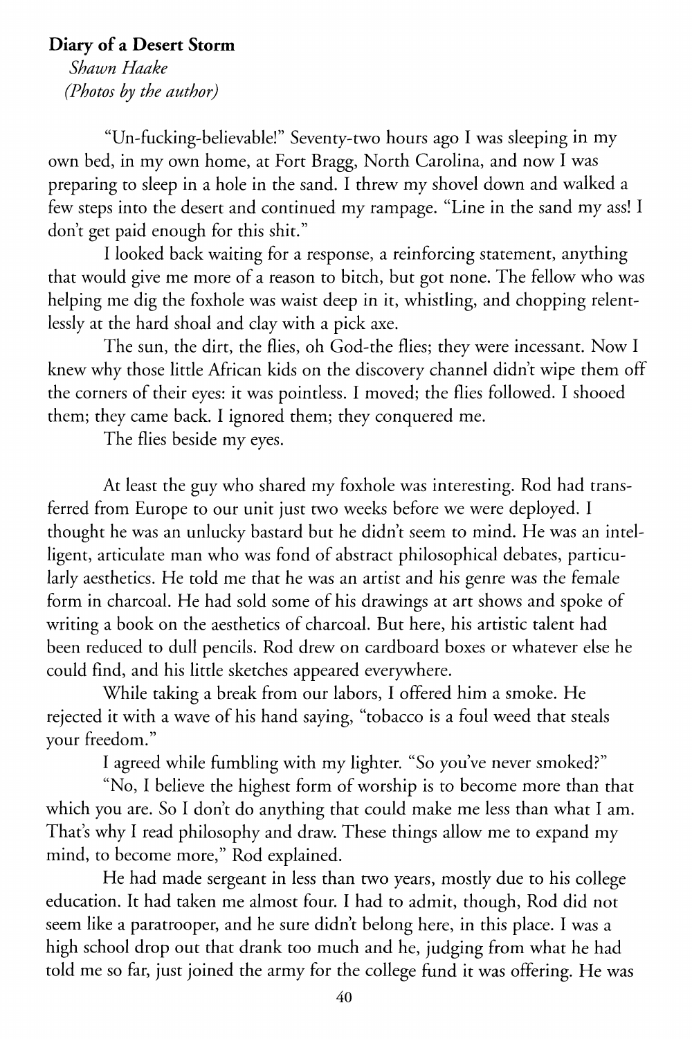**Diary of a Desert Storm**

*Shawn Haake*

*(Photos by the author)*

"Un-fucking-believable!" Seventy-two hours ago I was sleeping in my own bed, in my own home, at Fort Bragg, North Carolina, and now I was preparing to sleep in a hole in the sand. I threw my shovel down and walked a few steps into the desert and continued my rampage. "Line in the sand my ass! I don't get paid enough for this shit."

I looked back waiting for a response, a reinforcing statement, anything that would give me more of a reason to bitch, but got none. The fellow who was helping me dig the foxhole was waist deep in it, whistling, and chopping relentlessly at the hard shoal and clay with a pick axe.

The sun, the dirt, the flies, oh God-the flies; they were incessant. Now I knew why those little African kids on the discovery channel didn't wipe them off the corners of their eyes: it was pointless. I moved; the flies followed. I shooed them; they came back. I ignored them; they conquered me.

The flies beside my eyes.

At least the guy who shared my foxhole was interesting. Rod had transferred from Europe to our unit just two weeks before we were deployed. I thought he was an unlucky bastard but he didn't seem to mind. He was an intelligent, articulate man who was fond of abstract philosophical debates, particularly aesthetics. He told me that he was an artist and his genre was the female form in charcoal. He had sold some of his drawings at art shows and spoke of writing a book on the aesthetics of charcoal. But here, his artistic talent had been reduced to dull pencils. Rod drew on cardboard boxes or whatever else he could find, and his little sketches appeared everywhere.

While taking a break from our labors, I offered him a smoke. He rejected it with a wave of his hand saying, "tobacco is a foul weed that steals your freedom."

I agreed while fumbling with my lighter. "So you've never smoked?"

"No, I believe the highest form of worship is to become more than that which you are. So I don't do anything that could make me less than what I am. That's why I read philosophy and draw. These things allow me to expand my mind, to become more," Rod explained.

He had made sergeant in less than two years, mostly due to his college education. It had taken me almost four. I had to admit, though, Rod did not seem like a paratrooper, and he sure didn't belong here, in this place. I was a high school drop out that drank too much and he, judging from what he had told me so far, just joined the army for the college fund it was offering. He was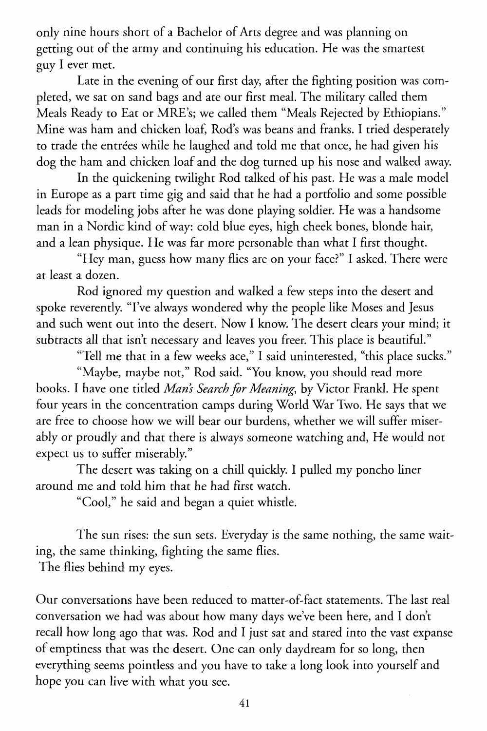only nine hours short of a Bachelor of Arts degree and was planning on getting out of the army and continuing his education. He was the smartest guy I ever met.

Late in the evening of our first day, after the fighting position was completed, we sat on sand bags and ate our first meal. The military called them Meals Ready to Eat or MRE's; we called them "Meals Rejected by Ethiopians." Mine was ham and chicken loaf, Rod's was beans and franks. I tried desperately to trade the entrées while he laughed and told me that once, he had given his dog the ham and chicken loaf and the dog turned up his nose and walked away.

In the quickening twilight Rod talked of his past. He was a male model in Europe as a part time gig and said that he had a portfolio and some possible leads for modeling jobs after he was done playing soldier. He was a handsome man in a Nordic kind of way: cold blue eyes, high cheek bones, blonde hair, and a lean physique. He was far more personable than what I first thought.

"Hey man, guess how many flies are on your face?" I asked. There were at least a dozen.

Rod ignored my question and walked a few steps into the desert and spoke reverently. "I've always wondered why the people like Moses and Jesus and such went out into the desert. Now I know. The desert clears your mind; it subtracts all that isn't necessary and leaves you freer. This place is beautiful."

"Tell me that in a few weeks ace," I said uninterested, "this place sucks."

"Maybe, maybe not," Rod said. "You know, you should read more books. I have one titled *Man's Search for Meaning*, by Victor Frankl. He spent four years in the concentration camps during World War Two. He says that we are free to choose how we will bear our burdens, whether we will suffer miserably or proudly and that there is always someone watching and, He would not expect us to suffer miserably."

The desert was taking on a chill quickly. I pulled my poncho liner around me and told him that he had first watch.

"Cool," he said and began a quiet whistle.

The sun rises: the sun sets. Everyday is the same nothing, the same waiting, the same thinking, fighting the same flies.
The flies behind my eyes.

Our conversations have been reduced to matter-of-fact statements. The last real conversation we had was about how many days we've been here, and I don't recall how long ago that was. Rod and I just sat and stared into the vast expanse of emptiness that was the desert. One can only daydream for so long, then everything seems pointless and you have to take a long look into yourself and hope you can live with what you see.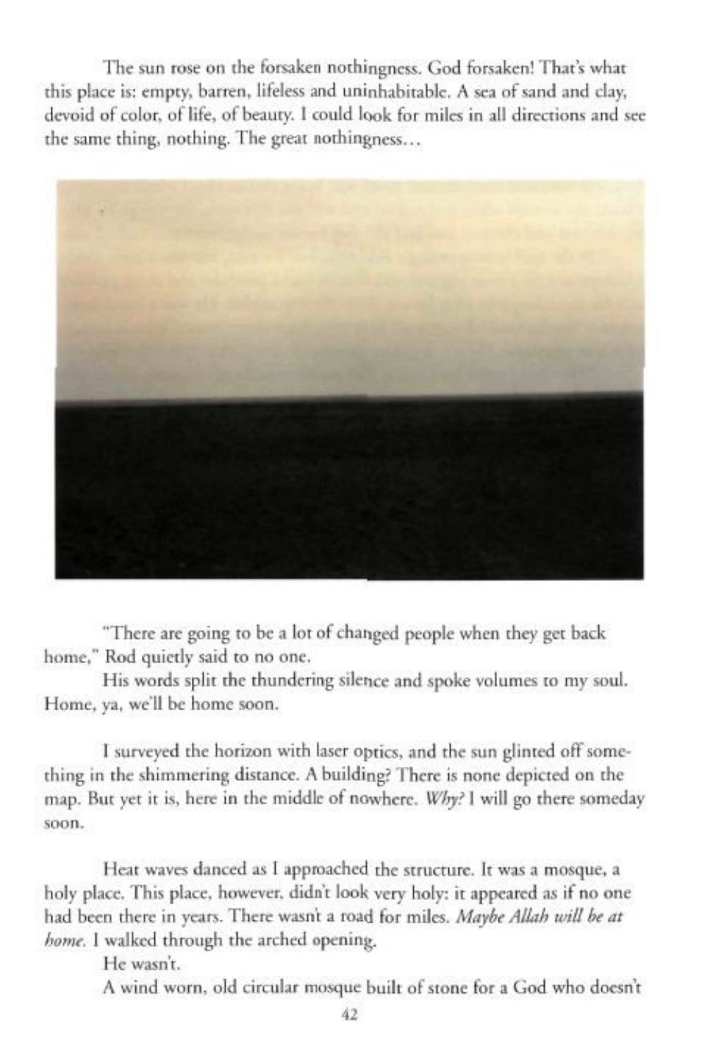The sun rose on the forsaken nothingness. God forsaken! That's what this place is: empty, barren, lifeless and uninhabitable. A sea of sand and clay, devoid of color, of life, of beauty. I could look for miles in all directions and see the same thing, nothing. The great nothingness…

"There are going to be a lot of changed people when they get back home," Rod quietly said to no one.

His words split the thundering silence and spoke volumes to my soul. Home, ya, we'll be home soon.

I surveyed the horizon with laser optics, and the sun glinted off something in the shimmering distance. A building? There is none depicted on the map. But yet it is, here in the middle of nowhere. *Why?* I will go there someday soon.

Heat waves danced as I approached the structure. It was a mosque, a holy place. This place, however, didn't look very holy: it appeared as if no one had been there in years. There wasn't a road for miles. *Maybe Allah will be at home.* I walked through the arched opening.

He wasn't.

A wind worn, old circular mosque built of stone for a God who doesn't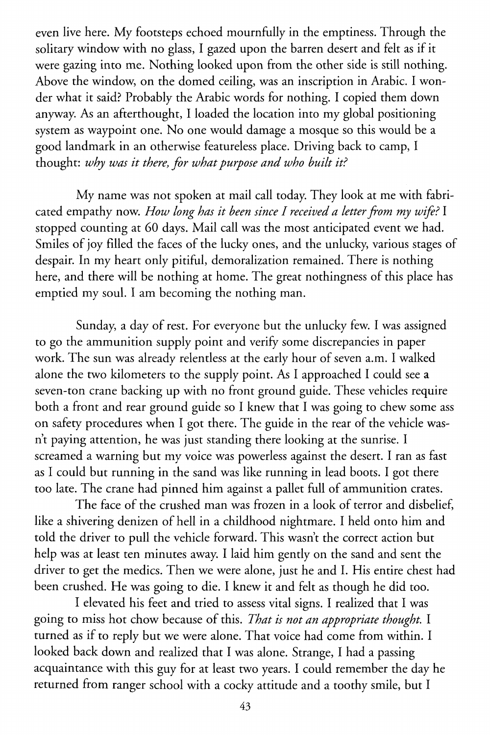even live here. My footsteps echoed mournfully in the emptiness. Through the solitary window with no glass, I gazed upon the barren desert and felt as if it were gazing into me. Nothing looked upon from the other side is still nothing. Above the window, on the domed ceiling, was an inscription in Arabic. I wonder what it said? Probably the Arabic words for nothing. I copied them down anyway. As an afterthought, I loaded the location into my global positioning system as waypoint one. No one would damage a mosque so this would be a good landmark in an otherwise featureless place. Driving back to camp, I thought: *why was it there, for what purpose and who built it?*

My name was not spoken at mail call today. They look at me with fabricated empathy now. *How long has it been since I received a letter from my wife?* I stopped counting at 60 days. Mail call was the most anticipated event we had. Smiles of joy filled the faces of the lucky ones, and the unlucky, various stages of despair. In my heart only pitiful, demoralization remained. There is nothing here, and there will be nothing at home. The great nothingness of this place has emptied my soul. I am becoming the nothing man.

Sunday, a day of rest. For everyone but the unlucky few. I was assigned to go the ammunition supply point and verify some discrepancies in paper work. The sun was already relentless at the early hour of seven a.m. I walked alone the two kilometers to the supply point. As I approached I could see a seven-ton crane backing up with no front ground guide. These vehicles require both a front and rear ground guide so I knew that I was going to chew some ass on safety procedures when I got there. The guide in the rear of the vehicle wasn't paying attention, he was just standing there looking at the sunrise. I screamed a warning but my voice was powerless against the desert. I ran as fast as I could but running in the sand was like running in lead boots. I got there too late. The crane had pinned him against a pallet full of ammunition crates.

The face of the crushed man was frozen in a look of terror and disbelief, like a shivering denizen of hell in a childhood nightmare. I held onto him and told the driver to pull the vehicle forward. This wasn't the correct action but help was at least ten minutes away. I laid him gently on the sand and sent the driver to get the medics. Then we were alone, just he and I. His entire chest had been crushed. He was going to die. I knew it and felt as though he did too.

I elevated his feet and tried to assess vital signs. I realized that I was going to miss hot chow because of this. *That is not an appropriate thought.* I turned as if to reply but we were alone. That voice had come from within. I looked back down and realized that I was alone. Strange, I had a passing acquaintance with this guy for at least two years. I could remember the day he returned from ranger school with a cocky attitude and a toothy smile, but I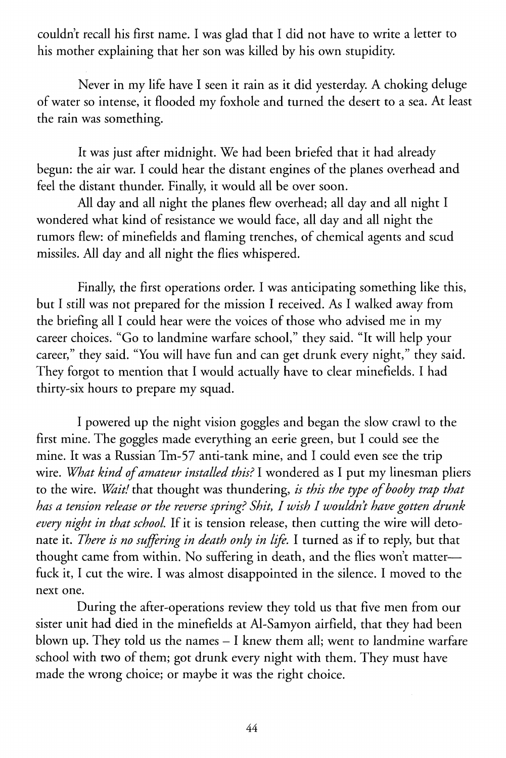couldn't recall his first name. I was glad that I did not have to write a letter to his mother explaining that her son was killed by his own stupidity.

Never in my life have I seen it rain as it did yesterday. A choking deluge of water so intense, it flooded my foxhole and turned the desert to a sea. At least the rain was something.

It was just after midnight. We had been briefed that it had already begun: the air war. I could hear the distant engines of the planes overhead and feel the distant thunder. Finally, it would all be over soon.

All day and all night the planes flew overhead; all day and all night I wondered what kind of resistance we would face, all day and all night the rumors flew: of minefields and flaming trenches, of chemical agents and scud missiles. All day and all night the flies whispered.

Finally, the first operations order. I was anticipating something like this, but I still was not prepared for the mission I received. As I walked away from the briefing all I could hear were the voices of those who advised me in my career choices. "Go to landmine warfare school," they said. "It will help your career," they said. "You will have fun and can get drunk every night," they said. They forgot to mention that I would actually have to clear minefields. I had thirty-six hours to prepare my squad.

I powered up the night vision goggles and began the slow crawl to the first mine. The goggles made everything an eerie green, but I could see the mine. It was a Russian Tm-57 anti-tank mine, and I could even see the trip wire. *What kind of amateur installed this?* I wondered as I put my linesman pliers to the wire. *Wait!* that thought was thundering, *is this the type of booby trap that has a tension release or the reverse spring? Shit, I wish I wouldn't have gotten drunk every night in that school.* If it is tension release, then cutting the wire will detonate it. *There is no suffering in death only in life.* I turned as if to reply, but that thought came from within. No suffering in death, and the flies won't matter—fuck it, I cut the wire. I was almost disappointed in the silence. I moved to the next one.

During the after-operations review they told us that five men from our sister unit had died in the minefields at Al-Samyon airfield, that they had been blown up. They told us the names – I knew them all; went to landmine warfare school with two of them; got drunk every night with them. They must have made the wrong choice; or maybe it was the right choice.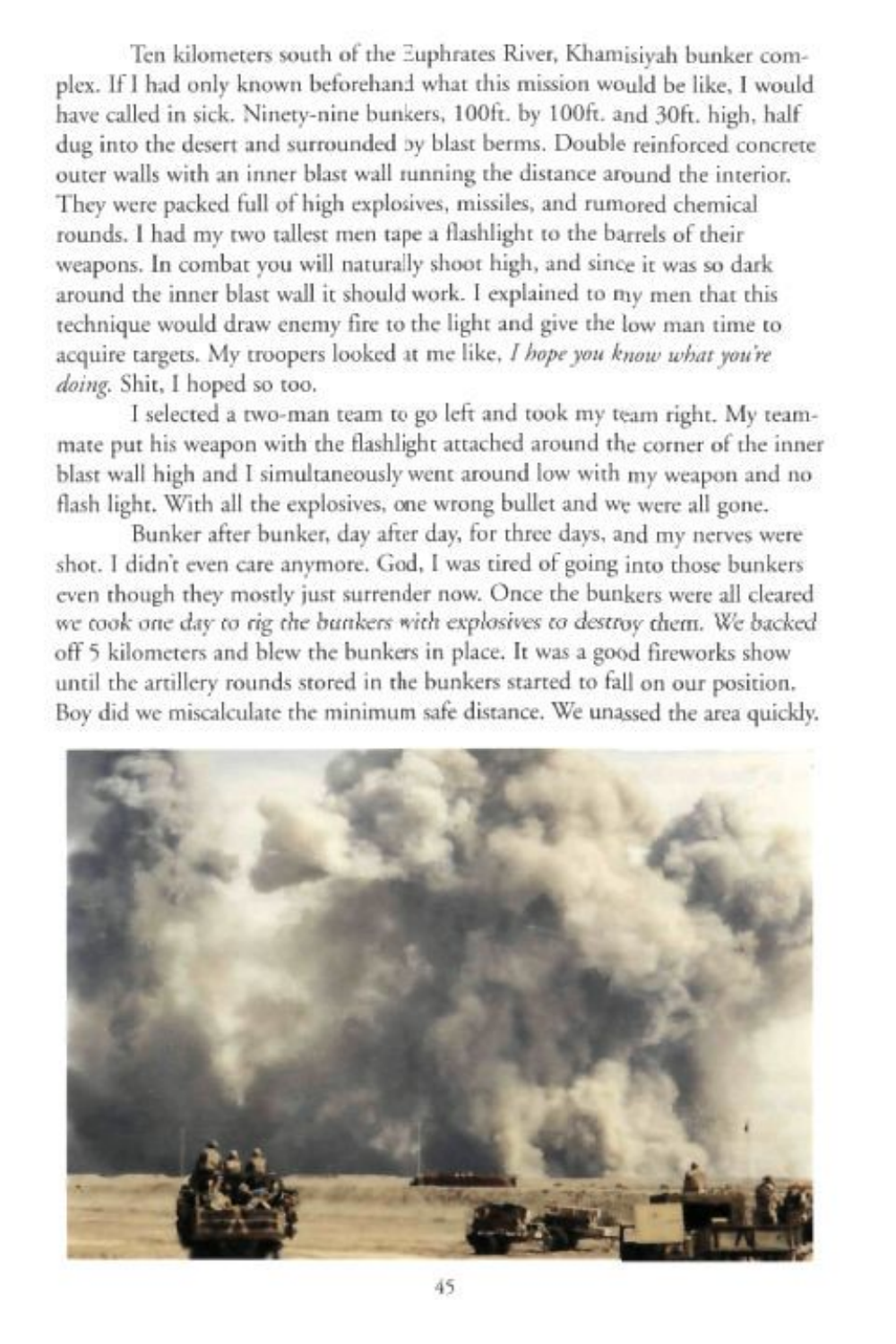Ten kilometers south of the Euphrates River, Khamisiyah bunker complex. If I had only known beforehand what this mission would be like, I would have called in sick. Ninety-nine bunkers, 100ft. by 100ft. and 30ft. high, half dug into the desert and surrounded by blast berms. Double reinforced concrete outer walls with an inner blast wall running the distance around the interior. They were packed full of high explosives, missiles, and rumored chemical rounds. I had my two tallest men tape a flashlight to the barrels of their weapons. In combat you will naturally shoot high, and since it was so dark around the inner blast wall it should work. I explained to my men that this technique would draw enemy fire to the light and give the low man time to acquire targets. My troopers looked at me like, *I hope you know what you're doing*. Shit, I hoped so too.

I selected a two-man team to go left and took my team right. My teammate put his weapon with the flashlight attached around the corner of the inner blast wall high and I simultaneously went around low with my weapon and no flash light. With all the explosives, one wrong bullet and we were all gone.

Bunker after bunker, day after day, for three days, and my nerves were shot. I didn't even care anymore. God, I was tired of going into those bunkers even though they mostly just surrender now. Once the bunkers were all cleared we took one day to rig the bunkers with explosives to destroy them. We backed off 5 kilometers and blew the bunkers in place. It was a good fireworks show until the artillery rounds stored in the bunkers started to fall on our position. Boy did we miscalculate the minimum safe distance. We unassed the area quickly.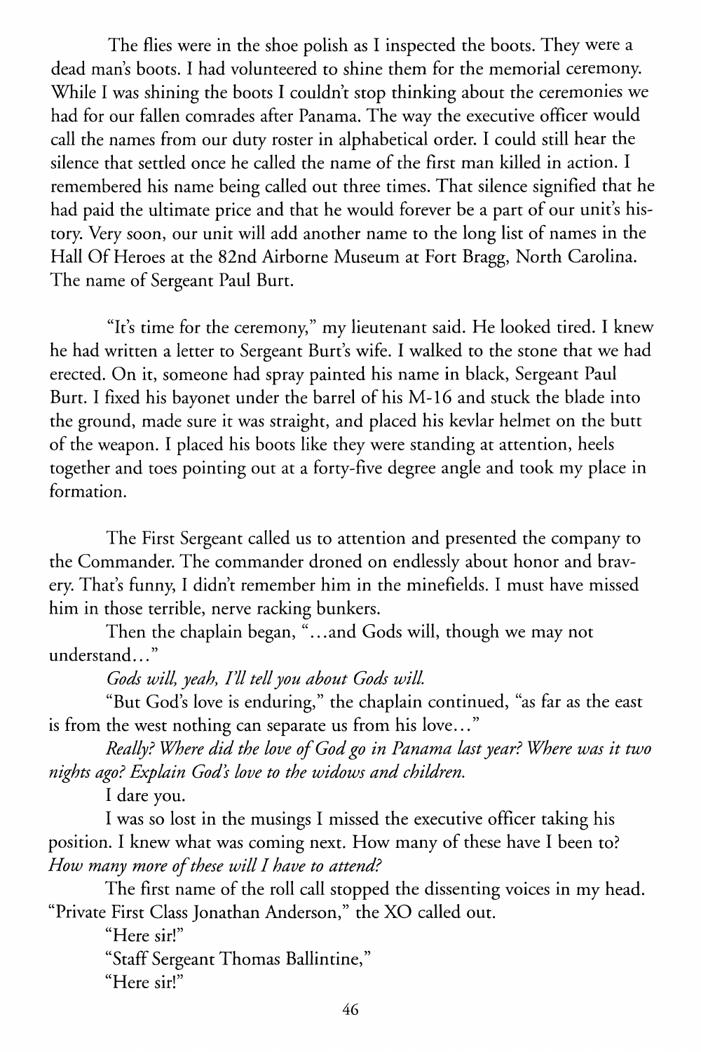The flies were in the shoe polish as I inspected the boots. They were a dead man's boots. I had volunteered to shine them for the memorial ceremony. While I was shining the boots I couldn't stop thinking about the ceremonies we had for our fallen comrades after Panama. The way the executive officer would call the names from our duty roster in alphabetical order. I could still hear the silence that settled once he called the name of the first man killed in action. I remembered his name being called out three times. That silence signified that he had paid the ultimate price and that he would forever be a part of our unit's history. Very soon, our unit will add another name to the long list of names in the Hall Of Heroes at the 82nd Airborne Museum at Fort Bragg, North Carolina. The name of Sergeant Paul Burt.

"It's time for the ceremony," my lieutenant said. He looked tired. I knew he had written a letter to Sergeant Burt's wife. I walked to the stone that we had erected. On it, someone had spray painted his name in black, Sergeant Paul Burt. I fixed his bayonet under the barrel of his M-16 and stuck the blade into the ground, made sure it was straight, and placed his kevlar helmet on the butt of the weapon. I placed his boots like they were standing at attention, heels together and toes pointing out at a forty-five degree angle and took my place in formation.

The First Sergeant called us to attention and presented the company to the Commander. The commander droned on endlessly about honor and bravery. That's funny, I didn't remember him in the minefields. I must have missed him in those terrible, nerve racking bunkers.

Then the chaplain began, "...and Gods will, though we may not understand..."

*Gods will, yeah, I'll tell you about Gods will.*

"But God's love is enduring," the chaplain continued, "as far as the east is from the west nothing can separate us from his love..."

*Really? Where did the love of God go in Panama last year? Where was it two nights ago? Explain God's love to the widows and children.*

I dare you.

I was so lost in the musings I missed the executive officer taking his position. I knew what was coming next. How many of these have I been to? *How many more of these will I have to attend?*

The first name of the roll call stopped the dissenting voices in my head. "Private First Class Jonathan Anderson," the XO called out.

"Here sir!"

"Staff Sergeant Thomas Ballintine,"

"Here sir!"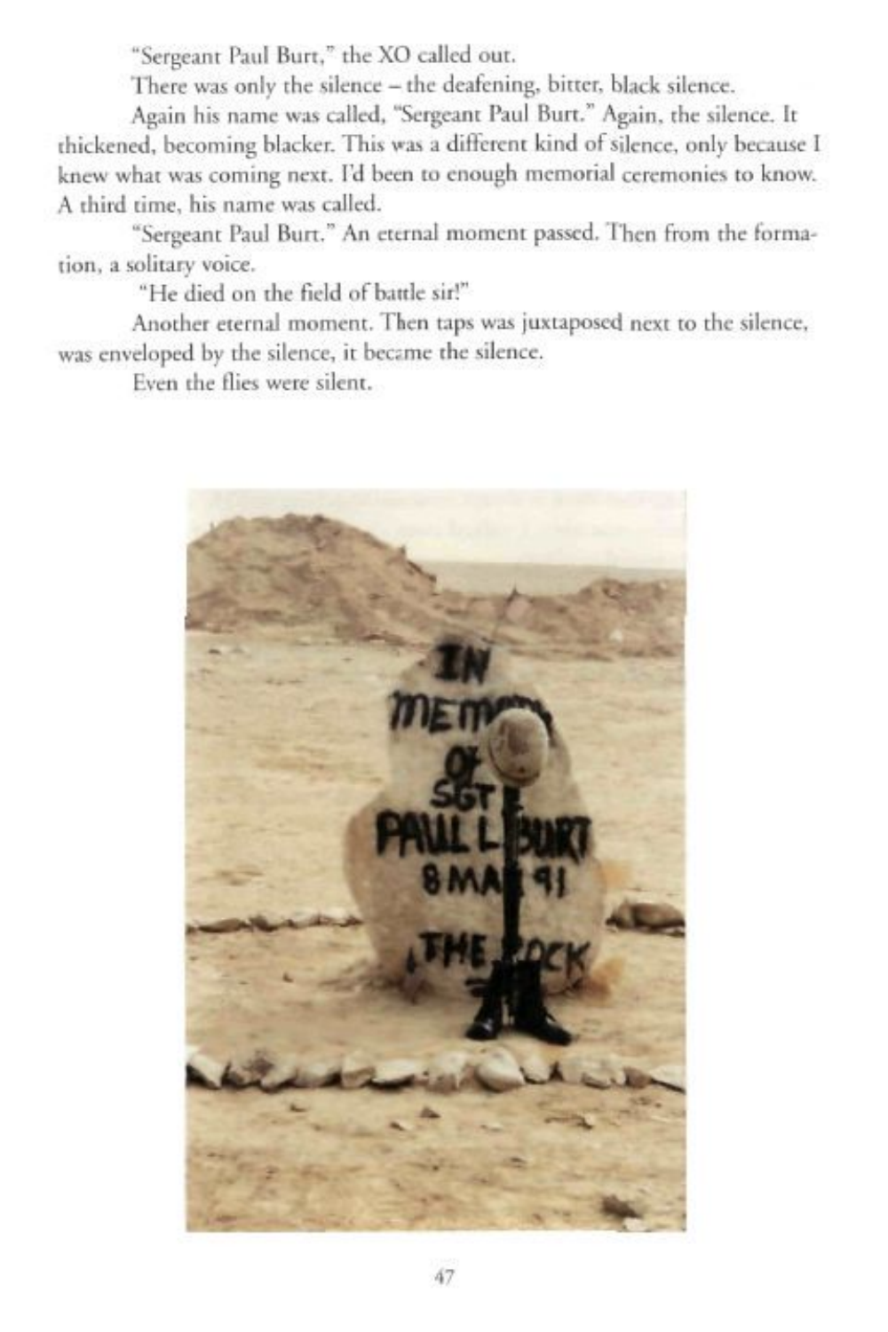"Sergeant Paul Burt," the XO called out.

There was only the silence – the deafening, bitter, black silence.

Again his name was called, "Sergeant Paul Burt." Again, the silence. It thickened, becoming blacker. This was a different kind of silence, only because I knew what was coming next. I'd been to enough memorial ceremonies to know. A third time, his name was called.

"Sergeant Paul Burt." An eternal moment passed. Then from the formation, a solitary voice.

"He died on the field of battle sir!"

Another eternal moment. Then taps was juxtaposed next to the silence, was enveloped by the silence, it became the silence.

Even the flies were silent.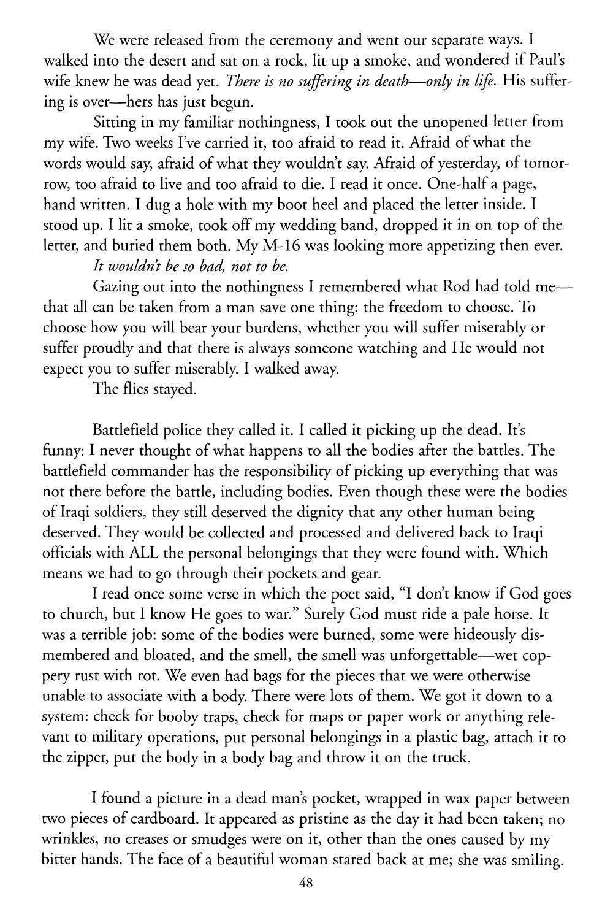We were released from the ceremony and went our separate ways. I walked into the desert and sat on a rock, lit up a smoke, and wondered if Paul's wife knew he was dead yet. *There is no suffering in death—only in life.* His suffering is over—hers has just begun.

Sitting in my familiar nothingness, I took out the unopened letter from my wife. Two weeks I've carried it, too afraid to read it. Afraid of what the words would say, afraid of what they wouldn't say. Afraid of yesterday, of tomorrow, too afraid to live and too afraid to die. I read it once. One-half a page, hand written. I dug a hole with my boot heel and placed the letter inside. I stood up. I lit a smoke, took off my wedding band, dropped it in on top of the letter, and buried them both. My M-16 was looking more appetizing then ever.

*It wouldn't be so bad, not to be.*

Gazing out into the nothingness I remembered what Rod had told me—that all can be taken from a man save one thing: the freedom to choose. To choose how you will bear your burdens, whether you will suffer miserably or suffer proudly and that there is always someone watching and He would not expect you to suffer miserably. I walked away.

The flies stayed.

Battlefield police they called it. I called it picking up the dead. It's funny: I never thought of what happens to all the bodies after the battles. The battlefield commander has the responsibility of picking up everything that was not there before the battle, including bodies. Even though these were the bodies of Iraqi soldiers, they still deserved the dignity that any other human being deserved. They would be collected and processed and delivered back to Iraqi officials with ALL the personal belongings that they were found with. Which means we had to go through their pockets and gear.

I read once some verse in which the poet said, "I don't know if God goes to church, but I know He goes to war." Surely God must ride a pale horse. It was a terrible job: some of the bodies were burned, some were hideously dismembered and bloated, and the smell, the smell was unforgettable—wet coppery rust with rot. We even had bags for the pieces that we were otherwise unable to associate with a body. There were lots of them. We got it down to a system: check for booby traps, check for maps or paper work or anything relevant to military operations, put personal belongings in a plastic bag, attach it to the zipper, put the body in a body bag and throw it on the truck.

I found a picture in a dead man's pocket, wrapped in wax paper between two pieces of cardboard. It appeared as pristine as the day it had been taken; no wrinkles, no creases or smudges were on it, other than the ones caused by my bitter hands. The face of a beautiful woman stared back at me; she was smiling.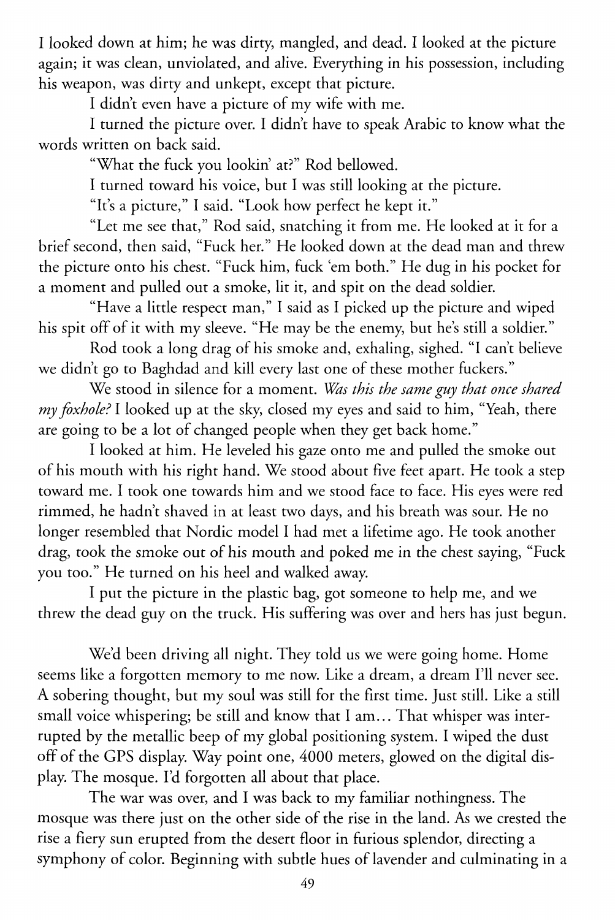I looked down at him; he was dirty, mangled, and dead. I looked at the picture again; it was clean, unviolated, and alive. Everything in his possession, including his weapon, was dirty and unkept, except that picture.

I didn't even have a picture of my wife with me.

I turned the picture over. I didn't have to speak Arabic to know what the words written on back said.

"What the fuck you lookin' at?" Rod bellowed.

I turned toward his voice, but I was still looking at the picture.

"It's a picture," I said. "Look how perfect he kept it."

"Let me see that," Rod said, snatching it from me. He looked at it for a brief second, then said, "Fuck her." He looked down at the dead man and threw the picture onto his chest. "Fuck him, fuck 'em both." He dug in his pocket for a moment and pulled out a smoke, lit it, and spit on the dead soldier.

"Have a little respect man," I said as I picked up the picture and wiped his spit off of it with my sleeve. "He may be the enemy, but he's still a soldier."

Rod took a long drag of his smoke and, exhaling, sighed. "I can't believe we didn't go to Baghdad and kill every last one of these mother fuckers."

We stood in silence for a moment. *Was this the same guy that once shared my foxhole?* I looked up at the sky, closed my eyes and said to him, "Yeah, there are going to be a lot of changed people when they get back home."

I looked at him. He leveled his gaze onto me and pulled the smoke out of his mouth with his right hand. We stood about five feet apart. He took a step toward me. I took one towards him and we stood face to face. His eyes were red rimmed, he hadn't shaved in at least two days, and his breath was sour. He no longer resembled that Nordic model I had met a lifetime ago. He took another drag, took the smoke out of his mouth and poked me in the chest saying, "Fuck you too." He turned on his heel and walked away.

I put the picture in the plastic bag, got someone to help me, and we threw the dead guy on the truck. His suffering was over and hers has just begun.

We'd been driving all night. They told us we were going home. Home seems like a forgotten memory to me now. Like a dream, a dream I'll never see. A sobering thought, but my soul was still for the first time. Just still. Like a still small voice whispering; be still and know that I am… That whisper was interrupted by the metallic beep of my global positioning system. I wiped the dust off of the GPS display. Way point one, 4000 meters, glowed on the digital display. The mosque. I'd forgotten all about that place.

The war was over, and I was back to my familiar nothingness. The mosque was there just on the other side of the rise in the land. As we crested the rise a fiery sun erupted from the desert floor in furious splendor, directing a symphony of color. Beginning with subtle hues of lavender and culminating in a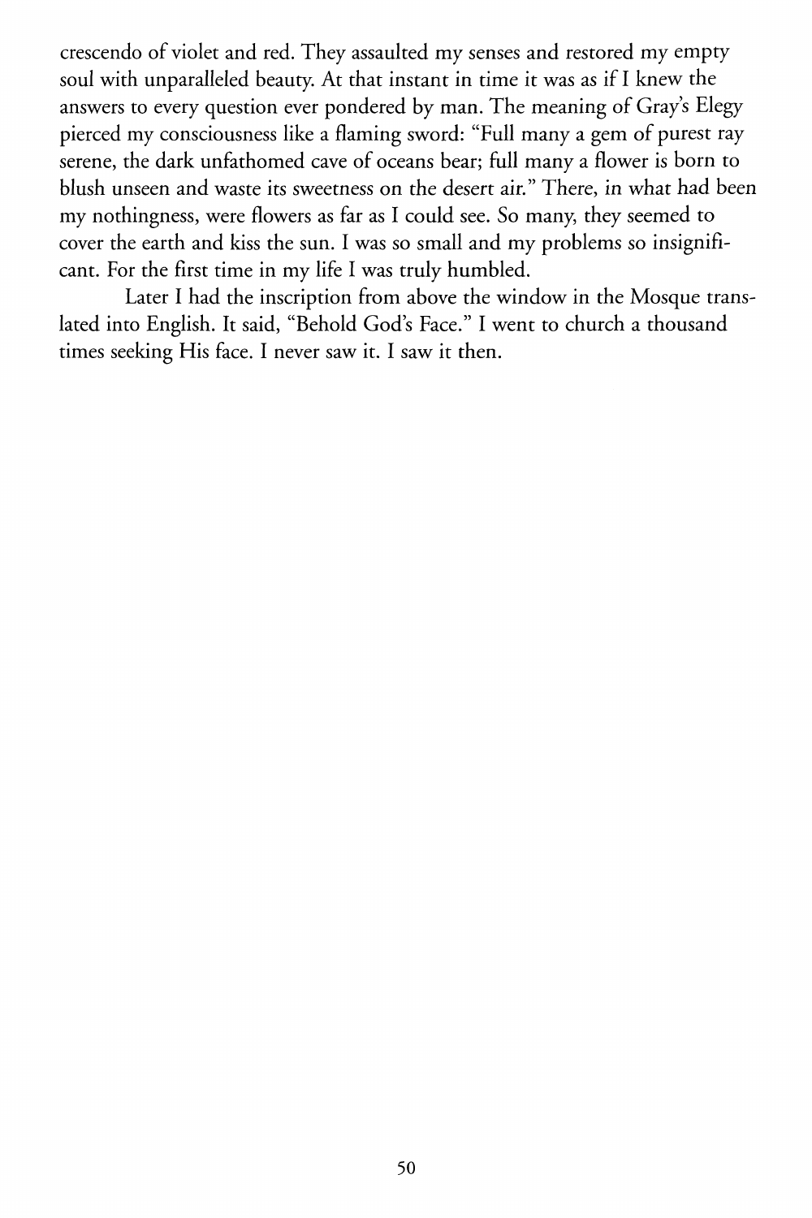crescendo of violet and red. They assaulted my senses and restored my empty soul with unparalleled beauty. At that instant in time it was as if I knew the answers to every question ever pondered by man. The meaning of Gray's Elegy pierced my consciousness like a flaming sword: "Full many a gem of purest ray serene, the dark unfathomed cave of oceans bear; full many a flower is born to blush unseen and waste its sweetness on the desert air." There, in what had been my nothingness, were flowers as far as I could see. So many, they seemed to cover the earth and kiss the sun. I was so small and my problems so insignificant. For the first time in my life I was truly humbled.

Later I had the inscription from above the window in the Mosque translated into English. It said, "Behold God's Face." I went to church a thousand times seeking His face. I never saw it. I saw it then.